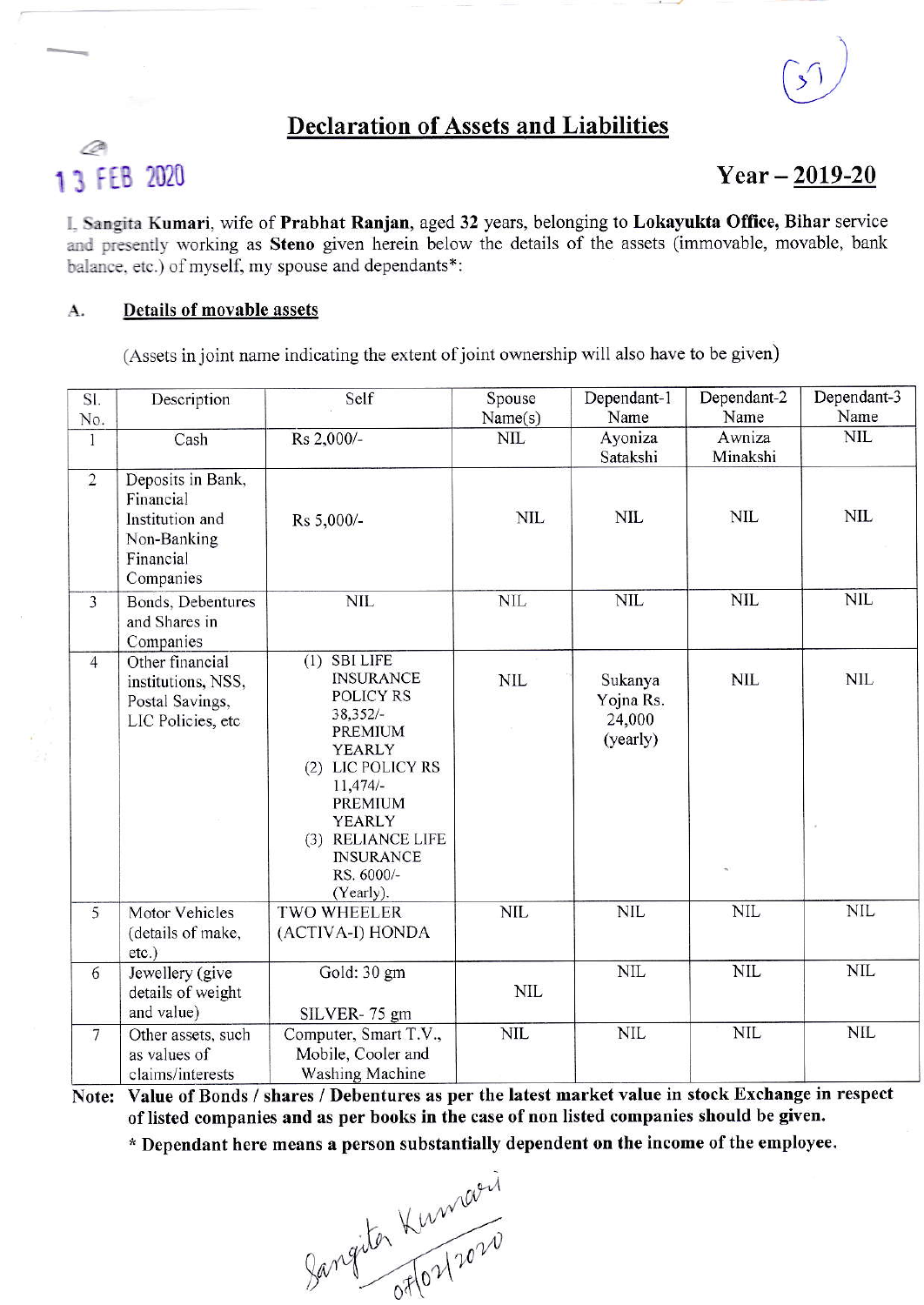# Declaration of Assets and Liabilities

13 FEB 2020

**Year – 2019-20**

I, Sangita Kumari, wife of **Prabhat Ranjan**, aged **32** years, belonging to **Lokayukta Office, Bihar** service and presently working as **Steno** given herein below the details of the assets (immovable, movable, bank balance, etc.) of myself, my spouse and dependants*:

## A. Details of movable assets

(Assets in joint name indicating the extent of joint ownership will also have to be given)

| Sl. No. | Description | Self | Spouse Name(s) | Dependant-1 Name | Dependant-2 Name | Dependant-3 Name |
|---|---|---|---|---|---|---|
| 1 | Cash | Rs 2,000/- | NIL | Ayoniza Satakshi | Awniza Minakshi | NIL |
| 2 | Deposits in Bank, Financial Institution and Non-Banking Financial Companies | Rs 5,000/- | NIL | NIL | NIL | NIL |
| 3 | Bonds, Debentures and Shares in Companies | NIL | NIL | NIL | NIL | NIL |
| 4 | Other financial institutions, NSS, Postal Savings, LIC Policies, etc | (1) SBI LIFE INSURANCE POLICY RS 38,352/- PREMIUM YEARLY (2) LIC POLICY RS 11,474/- PREMIUM YEARLY (3) RELIANCE LIFE INSURANCE RS. 6000/- (Yearly). | NIL | Sukanya Yojna Rs. 24,000 (yearly) | NIL | NIL |
| 5 | Motor Vehicles (details of make, etc.) | TWO WHEELER (ACTIVA-I) HONDA | NIL | NIL | NIL | NIL |
| 6 | Jewellery (give details of weight and value) | Gold: 30 gm SILVER- 75 gm | NIL | NIL | NIL | NIL |
| 7 | Other assets, such as values of claims/interests | Computer, Smart T.V., Mobile, Cooler and Washing Machine | NIL | NIL | NIL | NIL |

**Note: Value of Bonds / shares / Debentures as per the latest market value in stock Exchange in respect of listed companies and as per books in the case of non listed companies should be given.**

**\* Dependant here means a person substantially dependent on the income of the employee.**

Sangita Kumari
07/02/2020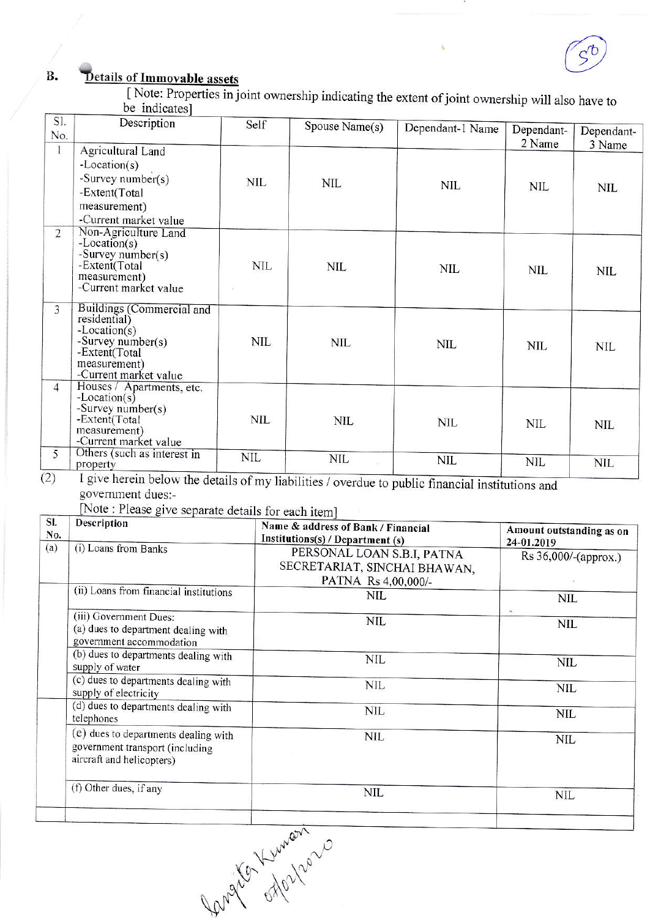## B. Details of Immovable assets

[ Note: Properties in joint ownership indicating the extent of joint ownership will also have to be indicates]

| Sl. No. | Description | Self | Spouse Name(s) | Dependant-1 Name | Dependant-2 Name | Dependant-3 Name |
|---|---|---|---|---|---|---|
| 1 | Agricultural Land<br>-Location(s)<br>-Survey number(s)<br>-Extent(Total measurement)<br>-Current market value | NIL | NIL | NIL | NIL | NIL |
| 2 | Non-Agriculture Land<br>-Location(s)<br>-Survey number(s)<br>-Extent(Total measurement)<br>-Current market value | NIL | NIL | NIL | NIL | NIL |
| 3 | Buildings (Commercial and residential)<br>-Location(s)<br>-Survey number(s)<br>-Extent(Total measurement)<br>-Current market value | NIL | NIL | NIL | NIL | NIL |
| 4 | Houses / Apartments, etc.<br>-Location(s)<br>-Survey number(s)<br>-Extent(Total measurement)<br>-Current market value | NIL | NIL | NIL | NIL | NIL |
| 5 | Others (such as interest in property | NIL | NIL | NIL | NIL | NIL |

(2) I give herein below the details of my liabilities / overdue to public financial institutions and government dues:-

[Note : Please give separate details for each item]

| Sl. No. | Description | Name & address of Bank / Financial Institutions(s) / Department (s) | Amount outstanding as on 24-01.2019 |
|---|---|---|---|
| (a) | (i) Loans from Banks | PERSONAL LOAN S.B.I, PATNA SECRETARIAT, SINCHAI BHAWAN, PATNA Rs 4,00,000/- | Rs 36,000/-(approx.) |
| | (ii) Loans from financial institutions | NIL | NIL |
| | (iii) Government Dues:<br>(a) dues to department dealing with government accommodation | NIL | NIL |
| | (b) dues to departments dealing with supply of water | NIL | NIL |
| | (c) dues to departments dealing with supply of electricity | NIL | NIL |
| | (d) dues to departments dealing with telephones | NIL | NIL |
| | (e) dues to departments dealing with government transport (including aircraft and helicopters) | NIL | NIL |
| | (f) Other dues, if any | NIL | NIL |
| | | | |

Sangita Kumari
07/02/2020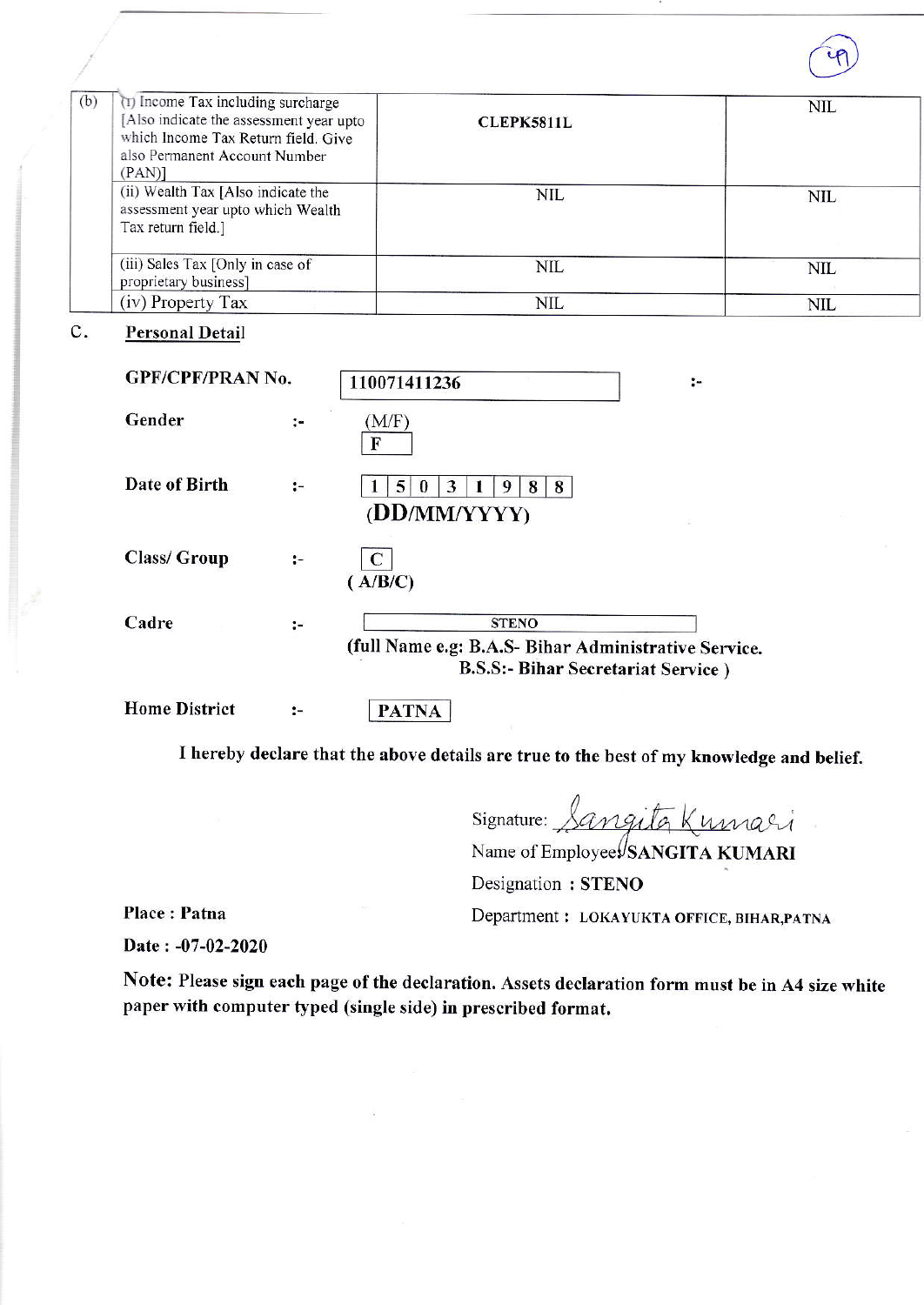| (b) | (i) Income Tax including surcharge [Also indicate the assessment year upto which Income Tax Return field. Give also Permanent Account Number (PAN)] | CLEPK5811L | NIL |
|---|---|---|---|
| | (ii) Wealth Tax [Also indicate the assessment year upto which Wealth Tax return field.] | NIL | NIL |
| | (iii) Sales Tax [Only in case of proprietary business] | NIL | NIL |
| | (iv) Property Tax | NIL | NIL |

C. **Personal Detail**

**GPF/CPF/PRAN No.** :- **110071411236**

**Gender** :- (M/F) **F**

**Date of Birth** :- **1 5 0 3 1 9 8 8**
**(DD/MM/YYYY)**

**Class/ Group** :- **C**
**( A/B/C)**

**Cadre** :- **STENO**
**(full Name e.g: B.A.S- Bihar Administrative Service.**
**B.S.S:- Bihar Secretariat Service )**

**Home District** :- **PATNA**

**I hereby declare that the above details are true to the best of my knowledge and belief.**

Signature: Sangita Kumari

Name of Employee: **SANGITA KUMARI**

Designation : **STENO**

Department : **LOKAYUKTA OFFICE, BIHAR,PATNA**

**Place : Patna**

**Date : -07-02-2020**

**Note:** **Please sign each page of the declaration. Assets declaration form must be in A4 size white paper with computer typed (single side) in prescribed format.**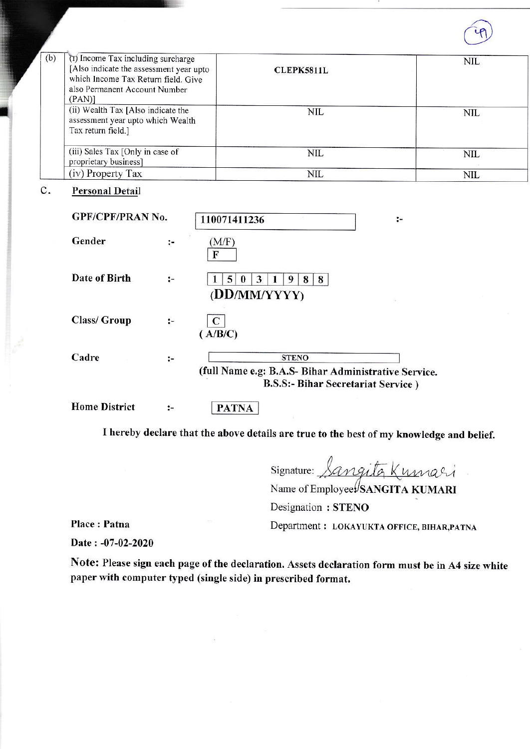| (b) | (i) Income Tax including surcharge [Also indicate the assessment year upto which Income Tax Return field. Give also Permanent Account Number (PAN)] | CLEPK5811L | NIL |
|---|---|---|---|
| | (ii) Wealth Tax [Also indicate the assessment year upto which Wealth Tax return field.] | NIL | NIL |
| | (iii) Sales Tax [Only in case of proprietary business] | NIL | NIL |
| | (iv) Property Tax | NIL | NIL |

C. **Personal Detail**

**GPF/CPF/PRAN No.** 110071411236 :-

**Gender** :- (M/F) F

**Date of Birth** :- 15031988 **(DD/MM/YYYY)**

**Class/ Group** :- C **( A/B/C)**

**Cadre** :- STENO
**(full Name e.g: B.A.S- Bihar Administrative Service. B.S.S:- Bihar Secretariat Service )**

**Home District** :- **PATNA**

**I hereby declare that the above details are true to the best of my knowledge and belief.**

Signature: Sangita Kumari
Name of Employee: **SANGITA KUMARI**
Designation : **STENO**
Department : **LOKAYUKTA OFFICE, BIHAR,PATNA**

**Place : Patna**
**Date : -07-02-2020**

**Note:** **Please sign each page of the declaration. Assets declaration form must be in A4 size white paper with computer typed (single side) in prescribed format.**